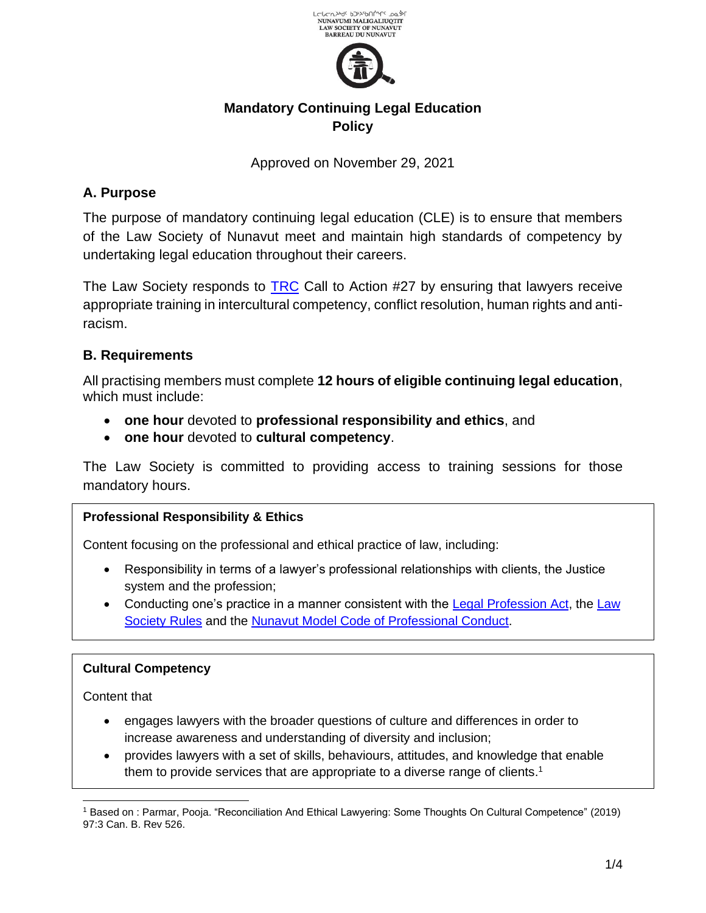ᓄᓇᕗᒥ ᒪᓕᒐᓕᐅᖅᑎᑦ ᑲᑐᔾᔨᖃᑎᒌᖏᑦ
NUNAVUMI MALIGALIUQTIT
LAW SOCIETY OF NUNAVUT
BARREAU DU NUNAVUT

# Mandatory Continuing Legal Education Policy

Approved on November 29, 2021

## A. Purpose

The purpose of mandatory continuing legal education (CLE) is to ensure that members of the Law Society of Nunavut meet and maintain high standards of competency by undertaking legal education throughout their careers.

The Law Society responds to TRC Call to Action #27 by ensuring that lawyers receive appropriate training in intercultural competency, conflict resolution, human rights and anti-racism.

## B. Requirements

All practising members must complete **12 hours of eligible continuing legal education**, which must include:

- **one hour** devoted to **professional responsibility and ethics**, and
- **one hour** devoted to **cultural competency**.

The Law Society is committed to providing access to training sessions for those mandatory hours.

**Professional Responsibility & Ethics**

Content focusing on the professional and ethical practice of law, including:

- Responsibility in terms of a lawyer's professional relationships with clients, the Justice system and the profession;
- Conducting one's practice in a manner consistent with the Legal Profession Act, the Law Society Rules and the Nunavut Model Code of Professional Conduct.

**Cultural Competency**

Content that

- engages lawyers with the broader questions of culture and differences in order to increase awareness and understanding of diversity and inclusion;
- provides lawyers with a set of skills, behaviours, attitudes, and knowledge that enable them to provide services that are appropriate to a diverse range of clients.[1]

[1] Based on : Parmar, Pooja. "Reconciliation And Ethical Lawyering: Some Thoughts On Cultural Competence" (2019) 97:3 Can. B. Rev 526.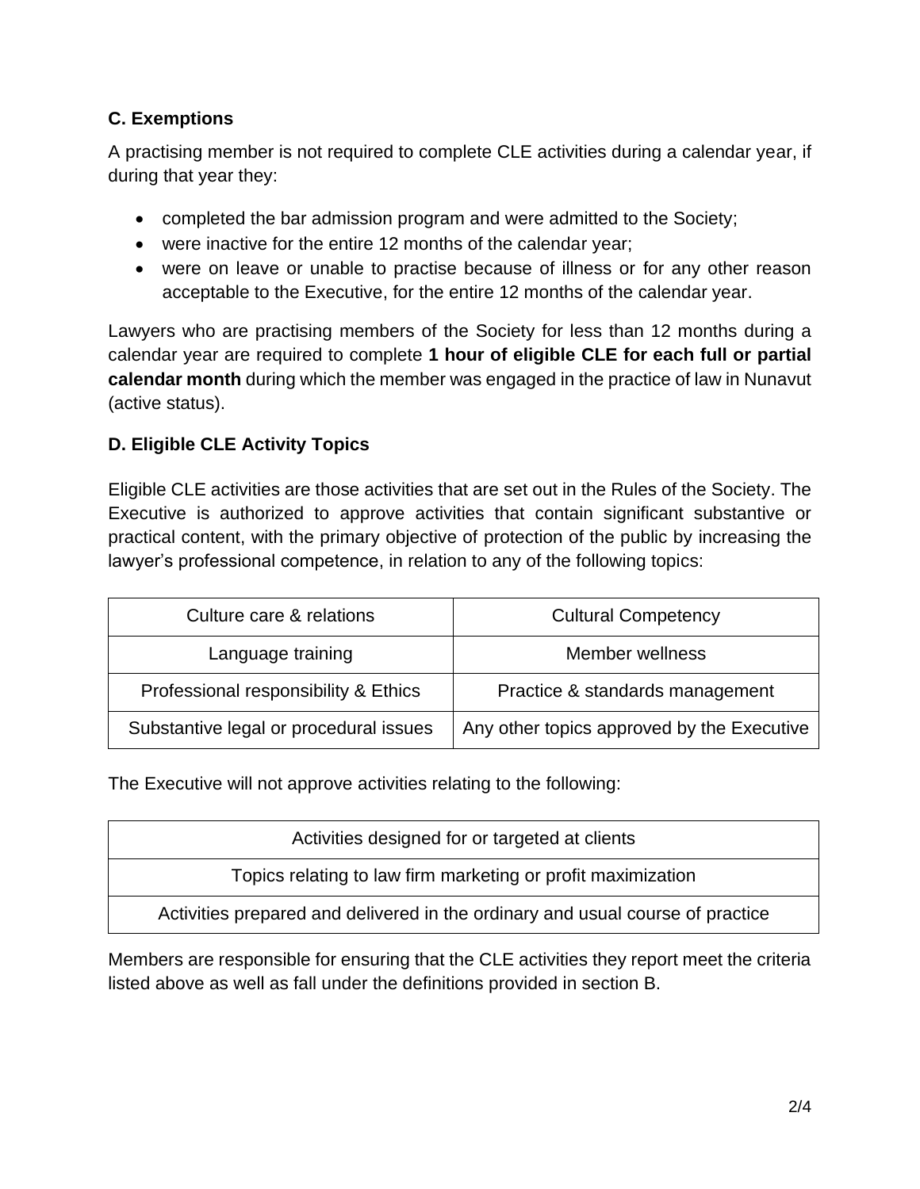### C. Exemptions

A practising member is not required to complete CLE activities during a calendar year, if during that year they:

- completed the bar admission program and were admitted to the Society;
- were inactive for the entire 12 months of the calendar year;
- were on leave or unable to practise because of illness or for any other reason acceptable to the Executive, for the entire 12 months of the calendar year.

Lawyers who are practising members of the Society for less than 12 months during a calendar year are required to complete **1 hour of eligible CLE for each full or partial calendar month** during which the member was engaged in the practice of law in Nunavut (active status).

### D. Eligible CLE Activity Topics

Eligible CLE activities are those activities that are set out in the Rules of the Society. The Executive is authorized to approve activities that contain significant substantive or practical content, with the primary objective of protection of the public by increasing the lawyer's professional competence, in relation to any of the following topics:

| | |
|---|---|
| Culture care & relations | Cultural Competency |
| Language training | Member wellness |
| Professional responsibility & Ethics | Practice & standards management |
| Substantive legal or procedural issues | Any other topics approved by the Executive |

The Executive will not approve activities relating to the following:

| |
|---|
| Activities designed for or targeted at clients |
| Topics relating to law firm marketing or profit maximization |
| Activities prepared and delivered in the ordinary and usual course of practice |

Members are responsible for ensuring that the CLE activities they report meet the criteria listed above as well as fall under the definitions provided in section B.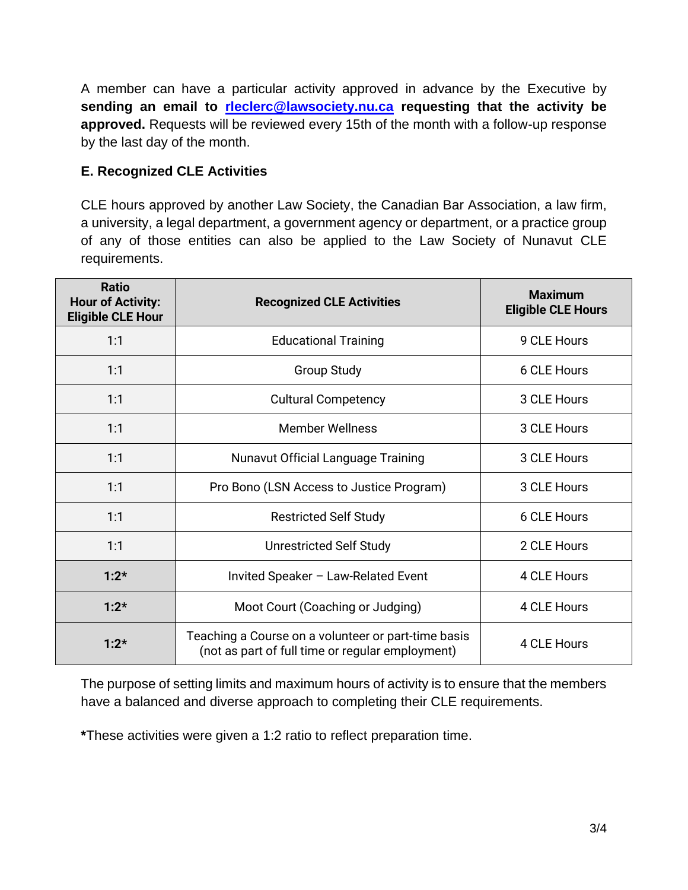A member can have a particular activity approved in advance by the Executive by **sending an email to [rleclerc@lawsociety.nu.ca](mailto:rleclerc@lawsociety.nu.ca) requesting that the activity be approved.** Requests will be reviewed every 15th of the month with a follow-up response by the last day of the month.

### E. Recognized CLE Activities

CLE hours approved by another Law Society, the Canadian Bar Association, a law firm, a university, a legal department, a government agency or department, or a practice group of any of those entities can also be applied to the Law Society of Nunavut CLE requirements.

| Ratio Hour of Activity: Eligible CLE Hour | Recognized CLE Activities | Maximum Eligible CLE Hours |
|---|---|---|
| 1:1 | Educational Training | 9 CLE Hours |
| 1:1 | Group Study | 6 CLE Hours |
| 1:1 | Cultural Competency | 3 CLE Hours |
| 1:1 | Member Wellness | 3 CLE Hours |
| 1:1 | Nunavut Official Language Training | 3 CLE Hours |
| 1:1 | Pro Bono (LSN Access to Justice Program) | 3 CLE Hours |
| 1:1 | Restricted Self Study | 6 CLE Hours |
| 1:1 | Unrestricted Self Study | 2 CLE Hours |
| **1:2*** | Invited Speaker – Law-Related Event | 4 CLE Hours |
| **1:2*** | Moot Court (Coaching or Judging) | 4 CLE Hours |
| **1:2*** | Teaching a Course on a volunteer or part-time basis (not as part of full time or regular employment) | 4 CLE Hours |

The purpose of setting limits and maximum hours of activity is to ensure that the members have a balanced and diverse approach to completing their CLE requirements.

**\***These activities were given a 1:2 ratio to reflect preparation time.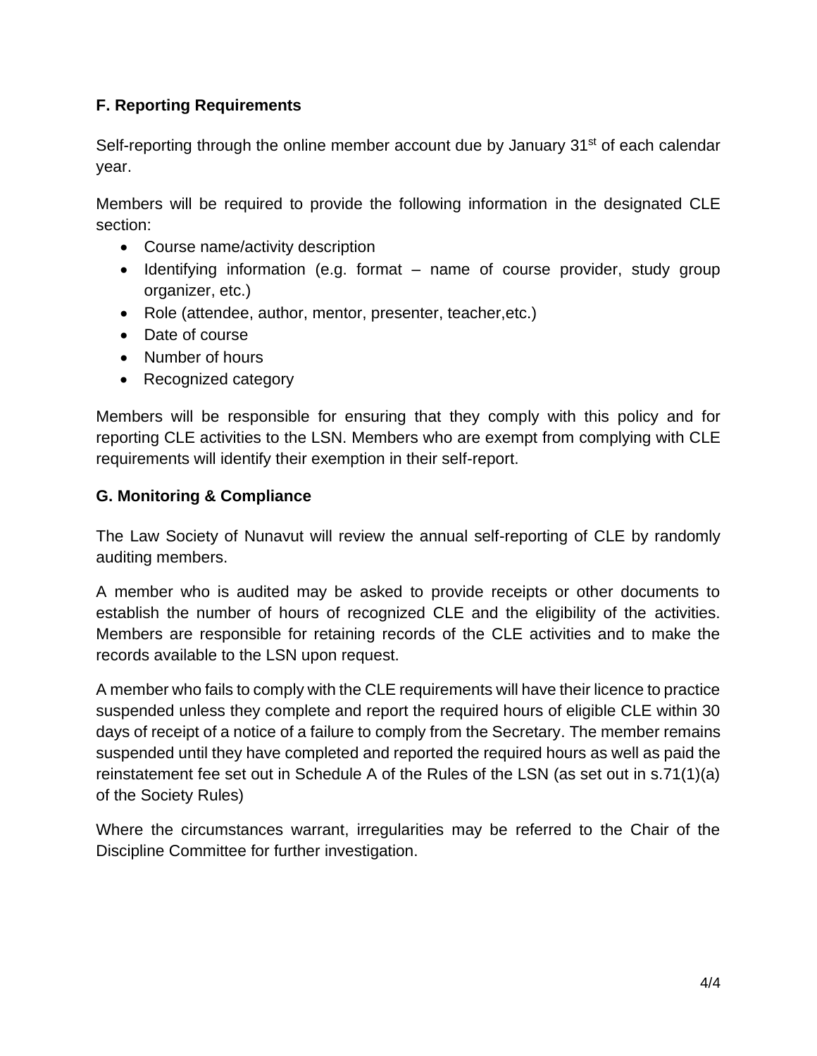### F. Reporting Requirements

Self-reporting through the online member account due by January 31st of each calendar year.

Members will be required to provide the following information in the designated CLE section:

- Course name/activity description
- Identifying information (e.g. format – name of course provider, study group organizer, etc.)
- Role (attendee, author, mentor, presenter, teacher,etc.)
- Date of course
- Number of hours
- Recognized category

Members will be responsible for ensuring that they comply with this policy and for reporting CLE activities to the LSN. Members who are exempt from complying with CLE requirements will identify their exemption in their self-report.

### G. Monitoring & Compliance

The Law Society of Nunavut will review the annual self-reporting of CLE by randomly auditing members.

A member who is audited may be asked to provide receipts or other documents to establish the number of hours of recognized CLE and the eligibility of the activities. Members are responsible for retaining records of the CLE activities and to make the records available to the LSN upon request.

A member who fails to comply with the CLE requirements will have their licence to practice suspended unless they complete and report the required hours of eligible CLE within 30 days of receipt of a notice of a failure to comply from the Secretary. The member remains suspended until they have completed and reported the required hours as well as paid the reinstatement fee set out in Schedule A of the Rules of the LSN (as set out in s.71(1)(a) of the Society Rules)

Where the circumstances warrant, irregularities may be referred to the Chair of the Discipline Committee for further investigation.